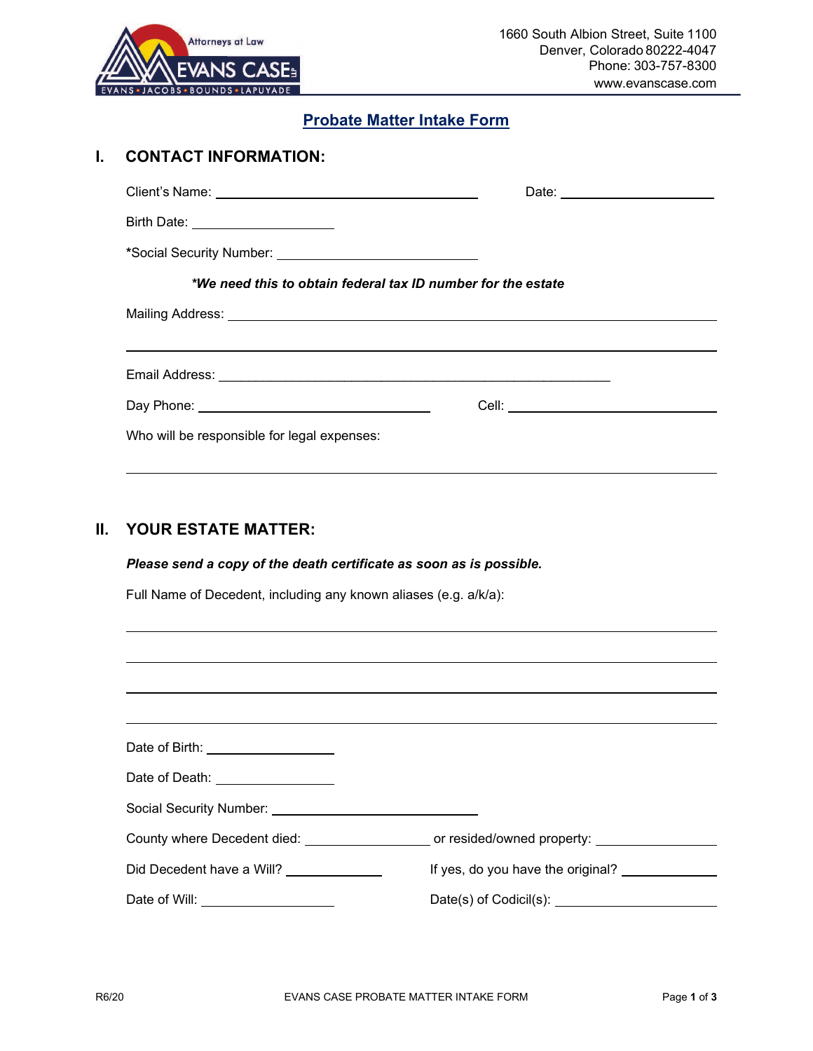Attorneys at Law
EVANS CASE LLP
EVANS • JACOBS • BOUNDS • LAPUYADE

1660 South Albion Street, Suite 1100
Denver, Colorado 80222-4047
Phone: 303-757-8300
www.evanscase.com

# Probate Matter Intake Form

## I. CONTACT INFORMATION:

Client's Name: ______________________________ Date: ____________________

Birth Date: ____________________

*Social Security Number: ______________________________

***We need this to obtain federal tax ID number for the estate***

Mailing Address: ____________________________________________________________

____________________________________________________________

Email Address: ____________________________________________________

Day Phone: ______________________________ Cell: ____________________________

Who will be responsible for legal expenses:

____________________________________________________________

## II. YOUR ESTATE MATTER:

***Please send a copy of the death certificate as soon as is possible.***

Full Name of Decedent, including any known aliases (e.g. a/k/a):

____________________________________________________________

____________________________________________________________

____________________________________________________________

____________________________________________________________

Date of Birth: ________________

Date of Death: ________________

Social Security Number: ____________________________

County where Decedent died: ________________ or resided/owned property: ________________

Did Decedent have a Will? ____________ If yes, do you have the original? ____________

Date of Will: ________________ Date(s) of Codicil(s): ____________________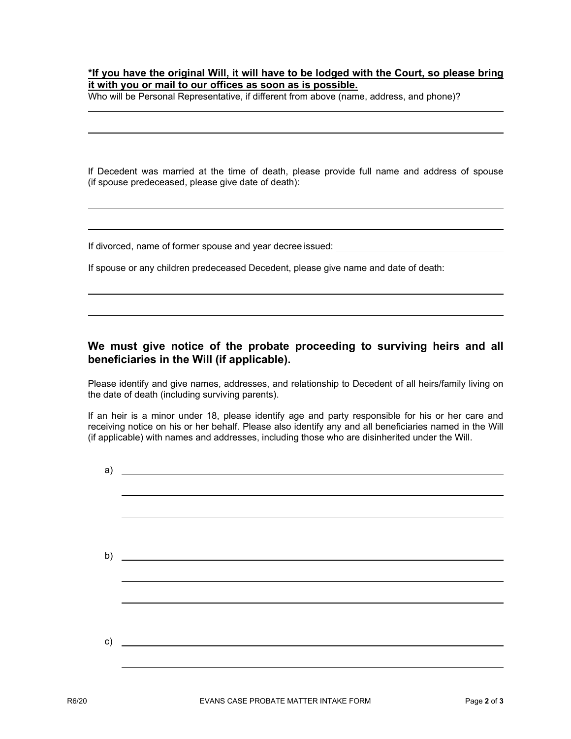***If you have the original Will, it will have to be lodged with the Court, so please bring it with you or mail to our offices as soon as is possible.***

Who will be Personal Representative, if different from above (name, address, and phone)?

\_\_\_\_\_\_\_\_\_\_\_\_\_\_\_\_\_\_\_\_\_\_\_\_\_\_\_\_\_\_\_\_\_\_\_\_\_\_\_\_\_\_\_\_\_\_\_\_\_\_\_\_\_\_\_\_\_\_\_\_

\_\_\_\_\_\_\_\_\_\_\_\_\_\_\_\_\_\_\_\_\_\_\_\_\_\_\_\_\_\_\_\_\_\_\_\_\_\_\_\_\_\_\_\_\_\_\_\_\_\_\_\_\_\_\_\_\_\_\_\_

If Decedent was married at the time of death, please provide full name and address of spouse (if spouse predeceased, please give date of death):

\_\_\_\_\_\_\_\_\_\_\_\_\_\_\_\_\_\_\_\_\_\_\_\_\_\_\_\_\_\_\_\_\_\_\_\_\_\_\_\_\_\_\_\_\_\_\_\_\_\_\_\_\_\_\_\_\_\_\_\_

\_\_\_\_\_\_\_\_\_\_\_\_\_\_\_\_\_\_\_\_\_\_\_\_\_\_\_\_\_\_\_\_\_\_\_\_\_\_\_\_\_\_\_\_\_\_\_\_\_\_\_\_\_\_\_\_\_\_\_\_

If divorced, name of former spouse and year decree issued: \_\_\_\_\_\_\_\_\_\_\_\_\_\_\_\_\_\_\_\_\_\_\_\_\_\_\_\_\_\_

If spouse or any children predeceased Decedent, please give name and date of death:

\_\_\_\_\_\_\_\_\_\_\_\_\_\_\_\_\_\_\_\_\_\_\_\_\_\_\_\_\_\_\_\_\_\_\_\_\_\_\_\_\_\_\_\_\_\_\_\_\_\_\_\_\_\_\_\_\_\_\_\_

\_\_\_\_\_\_\_\_\_\_\_\_\_\_\_\_\_\_\_\_\_\_\_\_\_\_\_\_\_\_\_\_\_\_\_\_\_\_\_\_\_\_\_\_\_\_\_\_\_\_\_\_\_\_\_\_\_\_\_\_

## We must give notice of the probate proceeding to surviving heirs and all beneficiaries in the Will (if applicable).

Please identify and give names, addresses, and relationship to Decedent of all heirs/family living on the date of death (including surviving parents).

If an heir is a minor under 18, please identify age and party responsible for his or her care and receiving notice on his or her behalf. Please also identify any and all beneficiaries named in the Will (if applicable) with names and addresses, including those who are disinherited under the Will.

a) \_\_\_\_\_\_\_\_\_\_\_\_\_\_\_\_\_\_\_\_\_\_\_\_\_\_\_\_\_\_\_\_\_\_\_\_\_\_\_\_\_\_\_\_\_\_\_\_\_\_\_\_\_\_\_\_\_\_

\_\_\_\_\_\_\_\_\_\_\_\_\_\_\_\_\_\_\_\_\_\_\_\_\_\_\_\_\_\_\_\_\_\_\_\_\_\_\_\_\_\_\_\_\_\_\_\_\_\_\_\_\_\_\_\_\_\_

\_\_\_\_\_\_\_\_\_\_\_\_\_\_\_\_\_\_\_\_\_\_\_\_\_\_\_\_\_\_\_\_\_\_\_\_\_\_\_\_\_\_\_\_\_\_\_\_\_\_\_\_\_\_\_\_\_\_

b) \_\_\_\_\_\_\_\_\_\_\_\_\_\_\_\_\_\_\_\_\_\_\_\_\_\_\_\_\_\_\_\_\_\_\_\_\_\_\_\_\_\_\_\_\_\_\_\_\_\_\_\_\_\_\_\_\_\_

\_\_\_\_\_\_\_\_\_\_\_\_\_\_\_\_\_\_\_\_\_\_\_\_\_\_\_\_\_\_\_\_\_\_\_\_\_\_\_\_\_\_\_\_\_\_\_\_\_\_\_\_\_\_\_\_\_\_

\_\_\_\_\_\_\_\_\_\_\_\_\_\_\_\_\_\_\_\_\_\_\_\_\_\_\_\_\_\_\_\_\_\_\_\_\_\_\_\_\_\_\_\_\_\_\_\_\_\_\_\_\_\_\_\_\_\_

c) \_\_\_\_\_\_\_\_\_\_\_\_\_\_\_\_\_\_\_\_\_\_\_\_\_\_\_\_\_\_\_\_\_\_\_\_\_\_\_\_\_\_\_\_\_\_\_\_\_\_\_\_\_\_\_\_\_\_

\_\_\_\_\_\_\_\_\_\_\_\_\_\_\_\_\_\_\_\_\_\_\_\_\_\_\_\_\_\_\_\_\_\_\_\_\_\_\_\_\_\_\_\_\_\_\_\_\_\_\_\_\_\_\_\_\_\_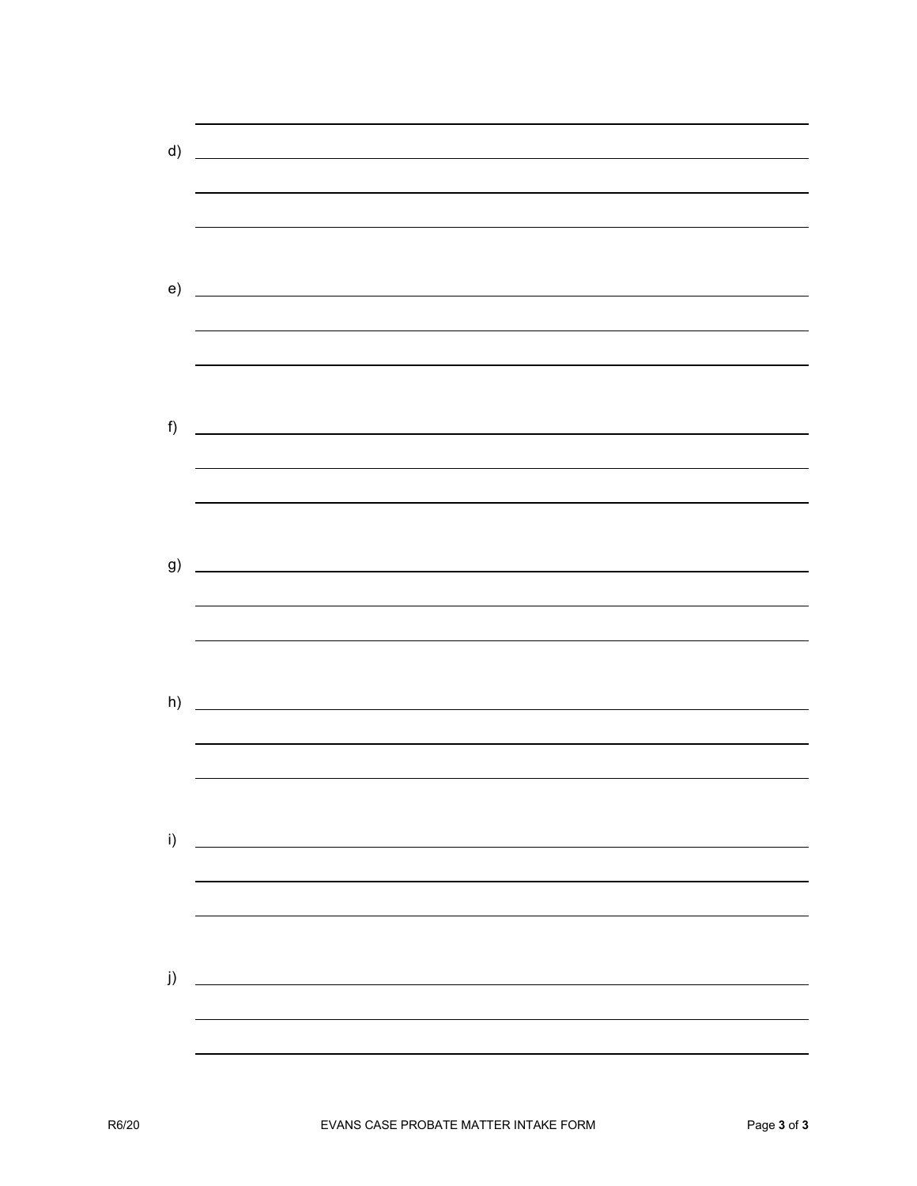d) 

e) 

f) 

g) 

h) 

i) 

j)